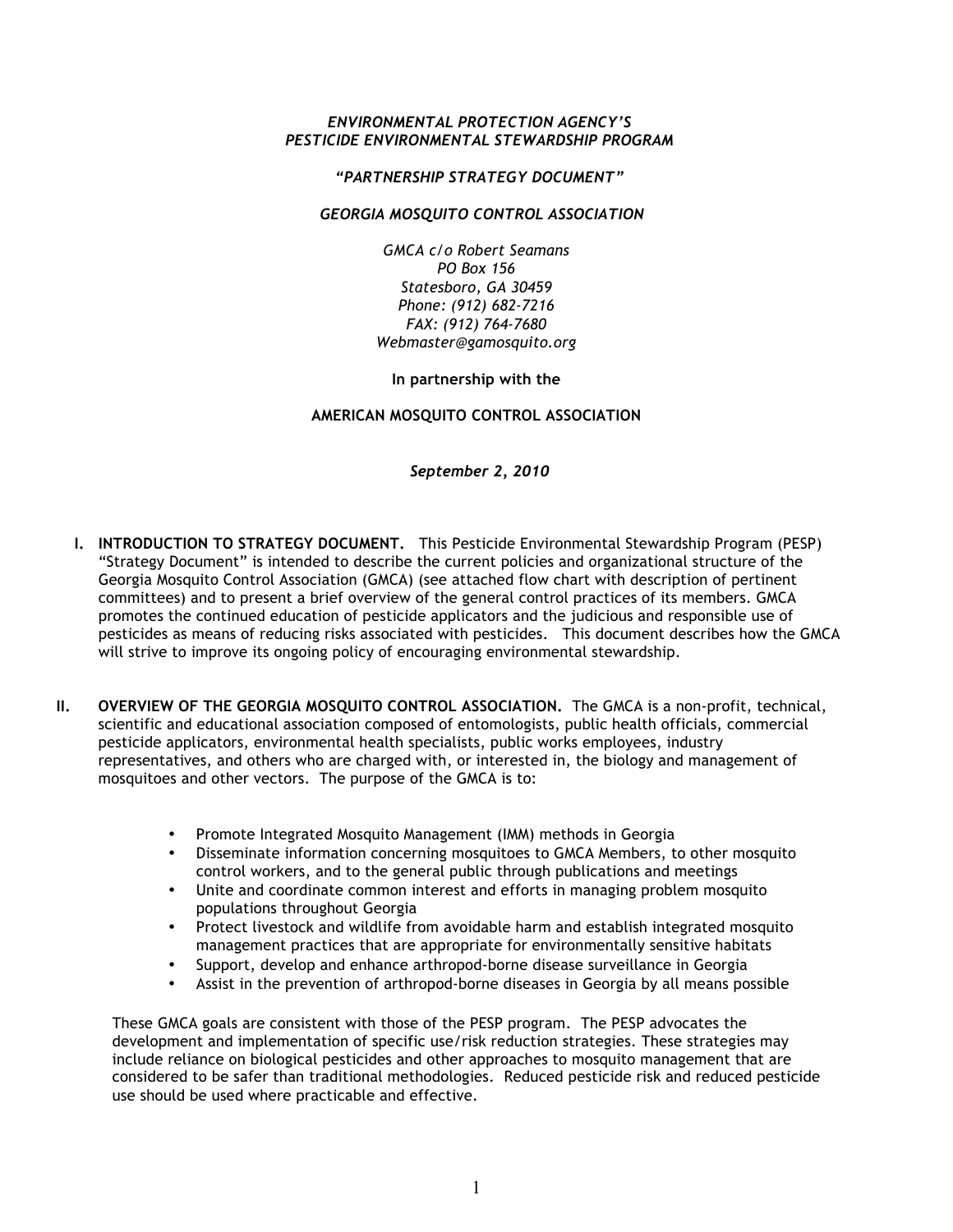***ENVIRONMENTAL PROTECTION AGENCY'S***
***PESTICIDE ENVIRONMENTAL STEWARDSHIP PROGRAM***

***"PARTNERSHIP STRATEGY DOCUMENT"***

***GEORGIA MOSQUITO CONTROL ASSOCIATION***

*GMCA c/o Robert Seamans*
*PO Box 156*
*Statesboro, GA 30459*
*Phone: (912) 682-7216*
*FAX: (912) 764-7680*
*Webmaster@gamosquito.org*

**In partnership with the**

**AMERICAN MOSQUITO CONTROL ASSOCIATION**

***September 2, 2010***

## I. INTRODUCTION TO STRATEGY DOCUMENT.

This Pesticide Environmental Stewardship Program (PESP) "Strategy Document" is intended to describe the current policies and organizational structure of the Georgia Mosquito Control Association (GMCA) (see attached flow chart with description of pertinent committees) and to present a brief overview of the general control practices of its members. GMCA promotes the continued education of pesticide applicators and the judicious and responsible use of pesticides as means of reducing risks associated with pesticides. This document describes how the GMCA will strive to improve its ongoing policy of encouraging environmental stewardship.

## II. OVERVIEW OF THE GEORGIA MOSQUITO CONTROL ASSOCIATION.

The GMCA is a non-profit, technical, scientific and educational association composed of entomologists, public health officials, commercial pesticide applicators, environmental health specialists, public works employees, industry representatives, and others who are charged with, or interested in, the biology and management of mosquitoes and other vectors. The purpose of the GMCA is to:

- Promote Integrated Mosquito Management (IMM) methods in Georgia
- Disseminate information concerning mosquitoes to GMCA Members, to other mosquito control workers, and to the general public through publications and meetings
- Unite and coordinate common interest and efforts in managing problem mosquito populations throughout Georgia
- Protect livestock and wildlife from avoidable harm and establish integrated mosquito management practices that are appropriate for environmentally sensitive habitats
- Support, develop and enhance arthropod-borne disease surveillance in Georgia
- Assist in the prevention of arthropod-borne diseases in Georgia by all means possible

These GMCA goals are consistent with those of the PESP program. The PESP advocates the development and implementation of specific use/risk reduction strategies. These strategies may include reliance on biological pesticides and other approaches to mosquito management that are considered to be safer than traditional methodologies. Reduced pesticide risk and reduced pesticide use should be used where practicable and effective.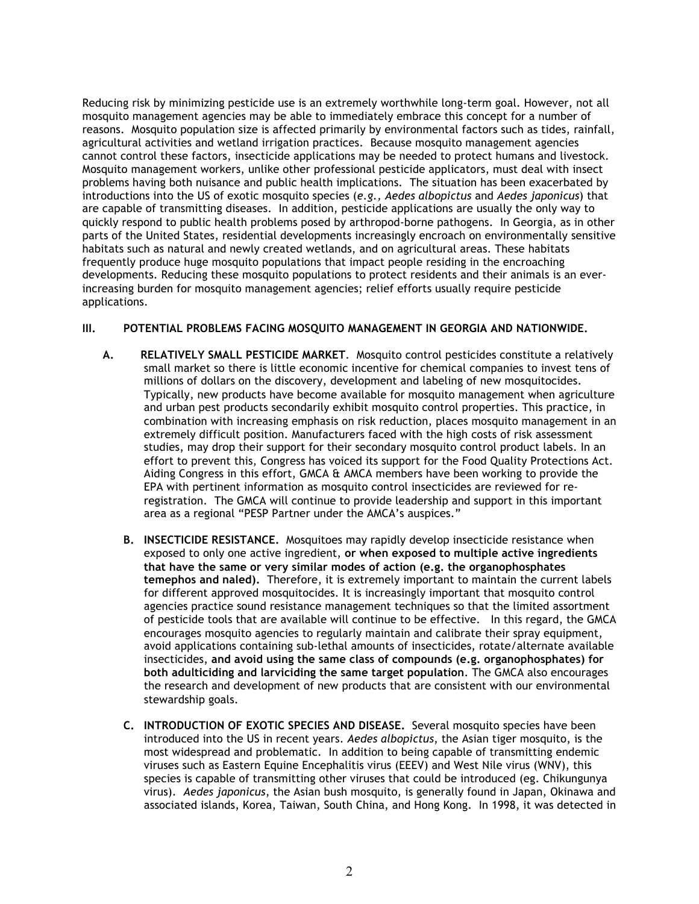Reducing risk by minimizing pesticide use is an extremely worthwhile long-term goal. However, not all mosquito management agencies may be able to immediately embrace this concept for a number of reasons. Mosquito population size is affected primarily by environmental factors such as tides, rainfall, agricultural activities and wetland irrigation practices. Because mosquito management agencies cannot control these factors, insecticide applications may be needed to protect humans and livestock. Mosquito management workers, unlike other professional pesticide applicators, must deal with insect problems having both nuisance and public health implications. The situation has been exacerbated by introductions into the US of exotic mosquito species (*e.g., Aedes albopictus* and *Aedes japonicus*) that are capable of transmitting diseases. In addition, pesticide applications are usually the only way to quickly respond to public health problems posed by arthropod-borne pathogens. In Georgia, as in other parts of the United States, residential developments increasingly encroach on environmentally sensitive habitats such as natural and newly created wetlands, and on agricultural areas. These habitats frequently produce huge mosquito populations that impact people residing in the encroaching developments. Reducing these mosquito populations to protect residents and their animals is an ever-increasing burden for mosquito management agencies; relief efforts usually require pesticide applications.

## III. POTENTIAL PROBLEMS FACING MOSQUITO MANAGEMENT IN GEORGIA AND NATIONWIDE.

**A. RELATIVELY SMALL PESTICIDE MARKET**. Mosquito control pesticides constitute a relatively small market so there is little economic incentive for chemical companies to invest tens of millions of dollars on the discovery, development and labeling of new mosquitocides. Typically, new products have become available for mosquito management when agriculture and urban pest products secondarily exhibit mosquito control properties. This practice, in combination with increasing emphasis on risk reduction, places mosquito management in an extremely difficult position. Manufacturers faced with the high costs of risk assessment studies, may drop their support for their secondary mosquito control product labels. In an effort to prevent this, Congress has voiced its support for the Food Quality Protections Act. Aiding Congress in this effort, GMCA & AMCA members have been working to provide the EPA with pertinent information as mosquito control insecticides are reviewed for re-registration. The GMCA will continue to provide leadership and support in this important area as a regional "PESP Partner under the AMCA's auspices."

**B. INSECTICIDE RESISTANCE.** Mosquitoes may rapidly develop insecticide resistance when exposed to only one active ingredient, **or when exposed to multiple active ingredients that have the same or very similar modes of action (e.g. the organophosphates temephos and naled).** Therefore, it is extremely important to maintain the current labels for different approved mosquitocides. It is increasingly important that mosquito control agencies practice sound resistance management techniques so that the limited assortment of pesticide tools that are available will continue to be effective. In this regard, the GMCA encourages mosquito agencies to regularly maintain and calibrate their spray equipment, avoid applications containing sub-lethal amounts of insecticides, rotate/alternate available insecticides, **and avoid using the same class of compounds (e.g. organophosphates) for both adulticiding and larviciding the same target population**. The GMCA also encourages the research and development of new products that are consistent with our environmental stewardship goals.

**C. INTRODUCTION OF EXOTIC SPECIES AND DISEASE.** Several mosquito species have been introduced into the US in recent years. *Aedes albopictus*, the Asian tiger mosquito, is the most widespread and problematic. In addition to being capable of transmitting endemic viruses such as Eastern Equine Encephalitis virus (EEEV) and West Nile virus (WNV), this species is capable of transmitting other viruses that could be introduced (eg. Chikungunya virus). *Aedes japonicus*, the Asian bush mosquito, is generally found in Japan, Okinawa and associated islands, Korea, Taiwan, South China, and Hong Kong. In 1998, it was detected in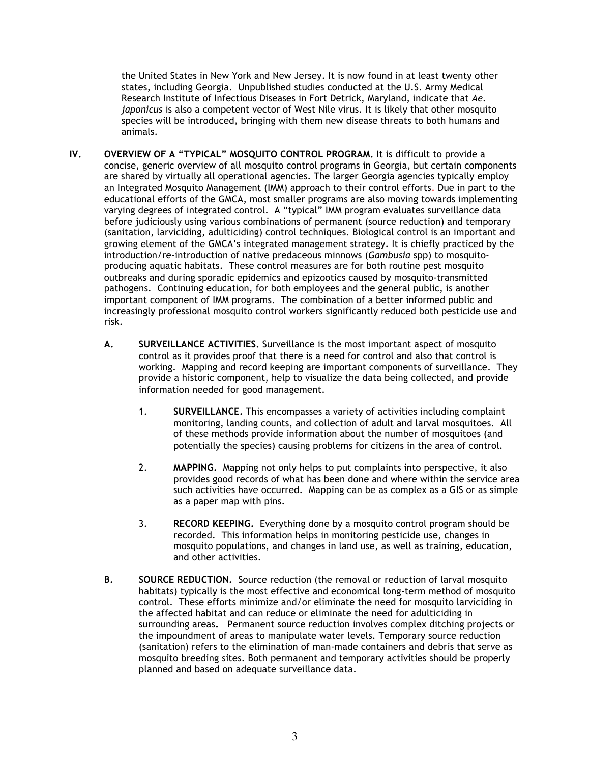the United States in New York and New Jersey. It is now found in at least twenty other states, including Georgia. Unpublished studies conducted at the U.S. Army Medical Research Institute of Infectious Diseases in Fort Detrick, Maryland, indicate that *Ae. japonicus* is also a competent vector of West Nile virus. It is likely that other mosquito species will be introduced, bringing with them new disease threats to both humans and animals.

**IV. OVERVIEW OF A "TYPICAL" MOSQUITO CONTROL PROGRAM.** It is difficult to provide a concise, generic overview of all mosquito control programs in Georgia, but certain components are shared by virtually all operational agencies. The larger Georgia agencies typically employ an Integrated Mosquito Management (IMM) approach to their control efforts. Due in part to the educational efforts of the GMCA, most smaller programs are also moving towards implementing varying degrees of integrated control. A "typical" IMM program evaluates surveillance data before judiciously using various combinations of permanent (source reduction) and temporary (sanitation, larviciding, adulticiding) control techniques. Biological control is an important and growing element of the GMCA's integrated management strategy. It is chiefly practiced by the introduction/re-introduction of native predaceous minnows (*Gambusia* spp) to mosquito-producing aquatic habitats. These control measures are for both routine pest mosquito outbreaks and during sporadic epidemics and epizootics caused by mosquito-transmitted pathogens. Continuing education, for both employees and the general public, is another important component of IMM programs. The combination of a better informed public and increasingly professional mosquito control workers significantly reduced both pesticide use and risk.

**A. SURVEILLANCE ACTIVITIES.** Surveillance is the most important aspect of mosquito control as it provides proof that there is a need for control and also that control is working. Mapping and record keeping are important components of surveillance. They provide a historic component, help to visualize the data being collected, and provide information needed for good management.

1. **SURVEILLANCE.** This encompasses a variety of activities including complaint monitoring, landing counts, and collection of adult and larval mosquitoes. All of these methods provide information about the number of mosquitoes (and potentially the species) causing problems for citizens in the area of control.

2. **MAPPING.** Mapping not only helps to put complaints into perspective, it also provides good records of what has been done and where within the service area such activities have occurred. Mapping can be as complex as a GIS or as simple as a paper map with pins.

3. **RECORD KEEPING.** Everything done by a mosquito control program should be recorded. This information helps in monitoring pesticide use, changes in mosquito populations, and changes in land use, as well as training, education, and other activities.

**B. SOURCE REDUCTION.** Source reduction (the removal or reduction of larval mosquito habitats) typically is the most effective and economical long-term method of mosquito control. These efforts minimize and/or eliminate the need for mosquito larviciding in the affected habitat and can reduce or eliminate the need for adulticiding in surrounding areas. Permanent source reduction involves complex ditching projects or the impoundment of areas to manipulate water levels. Temporary source reduction (sanitation) refers to the elimination of man-made containers and debris that serve as mosquito breeding sites. Both permanent and temporary activities should be properly planned and based on adequate surveillance data.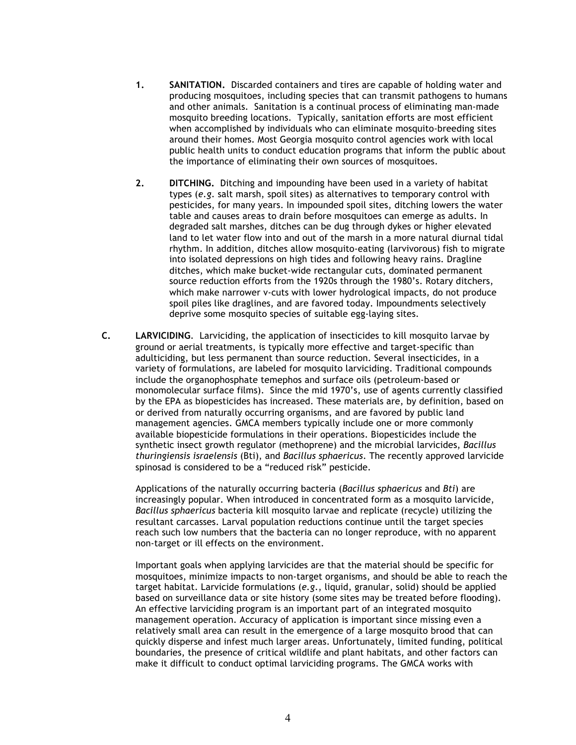1. **SANITATION.** Discarded containers and tires are capable of holding water and producing mosquitoes, including species that can transmit pathogens to humans and other animals. Sanitation is a continual process of eliminating man-made mosquito breeding locations. Typically, sanitation efforts are most efficient when accomplished by individuals who can eliminate mosquito-breeding sites around their homes. Most Georgia mosquito control agencies work with local public health units to conduct education programs that inform the public about the importance of eliminating their own sources of mosquitoes.

2. **DITCHING.** Ditching and impounding have been used in a variety of habitat types (*e.g.* salt marsh, spoil sites) as alternatives to temporary control with pesticides, for many years. In impounded spoil sites, ditching lowers the water table and causes areas to drain before mosquitoes can emerge as adults. In degraded salt marshes, ditches can be dug through dykes or higher elevated land to let water flow into and out of the marsh in a more natural diurnal tidal rhythm. In addition, ditches allow mosquito-eating (larvivorous) fish to migrate into isolated depressions on high tides and following heavy rains. Dragline ditches, which make bucket-wide rectangular cuts, dominated permanent source reduction efforts from the 1920s through the 1980's. Rotary ditchers, which make narrower v-cuts with lower hydrological impacts, do not produce spoil piles like draglines, and are favored today. Impoundments selectively deprive some mosquito species of suitable egg-laying sites.

**C. LARVICIDING**. Larviciding, the application of insecticides to kill mosquito larvae by ground or aerial treatments, is typically more effective and target-specific than adulticiding, but less permanent than source reduction. Several insecticides, in a variety of formulations, are labeled for mosquito larviciding. Traditional compounds include the organophosphate temephos and surface oils (petroleum-based or monomolecular surface films). Since the mid 1970's, use of agents currently classified by the EPA as biopesticides has increased. These materials are, by definition, based on or derived from naturally occurring organisms, and are favored by public land management agencies. GMCA members typically include one or more commonly available biopesticide formulations in their operations. Biopesticides include the synthetic insect growth regulator (methoprene) and the microbial larvicides, *Bacillus thuringiensis israelensis* (Bti), and *Bacillus sphaericus*. The recently approved larvicide spinosad is considered to be a "reduced risk" pesticide.

Applications of the naturally occurring bacteria (*Bacillus sphaericus* and *Bti*) are increasingly popular. When introduced in concentrated form as a mosquito larvicide, *Bacillus sphaericus* bacteria kill mosquito larvae and replicate (recycle) utilizing the resultant carcasses. Larval population reductions continue until the target species reach such low numbers that the bacteria can no longer reproduce, with no apparent non-target or ill effects on the environment.

Important goals when applying larvicides are that the material should be specific for mosquitoes, minimize impacts to non-target organisms, and should be able to reach the target habitat. Larvicide formulations (*e.g.*, liquid, granular, solid) should be applied based on surveillance data or site history (some sites may be treated before flooding). An effective larviciding program is an important part of an integrated mosquito management operation. Accuracy of application is important since missing even a relatively small area can result in the emergence of a large mosquito brood that can quickly disperse and infest much larger areas. Unfortunately, limited funding, political boundaries, the presence of critical wildlife and plant habitats, and other factors can make it difficult to conduct optimal larviciding programs. The GMCA works with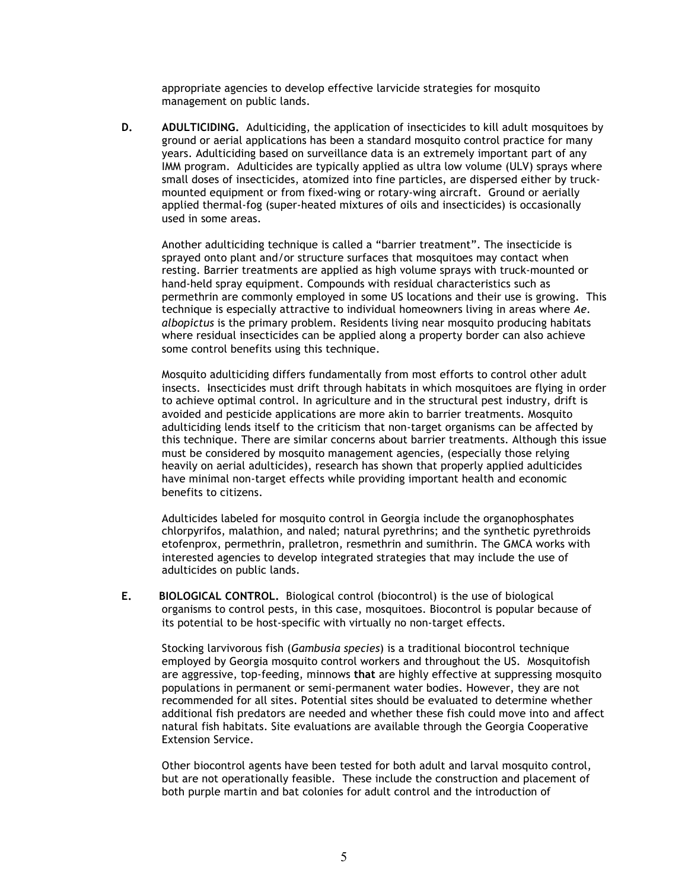appropriate agencies to develop effective larvicide strategies for mosquito management on public lands.

**D. ADULTICIDING.** Adulticiding, the application of insecticides to kill adult mosquitoes by ground or aerial applications has been a standard mosquito control practice for many years. Adulticiding based on surveillance data is an extremely important part of any IMM program. Adulticides are typically applied as ultra low volume (ULV) sprays where small doses of insecticides, atomized into fine particles, are dispersed either by truck-mounted equipment or from fixed-wing or rotary-wing aircraft. Ground or aerially applied thermal-fog (super-heated mixtures of oils and insecticides) is occasionally used in some areas.

Another adulticiding technique is called a "barrier treatment". The insecticide is sprayed onto plant and/or structure surfaces that mosquitoes may contact when resting. Barrier treatments are applied as high volume sprays with truck-mounted or hand-held spray equipment. Compounds with residual characteristics such as permethrin are commonly employed in some US locations and their use is growing. This technique is especially attractive to individual homeowners living in areas where *Ae. albopictus* is the primary problem. Residents living near mosquito producing habitats where residual insecticides can be applied along a property border can also achieve some control benefits using this technique.

Mosquito adulticiding differs fundamentally from most efforts to control other adult insects. Insecticides must drift through habitats in which mosquitoes are flying in order to achieve optimal control. In agriculture and in the structural pest industry, drift is avoided and pesticide applications are more akin to barrier treatments. Mosquito adulticiding lends itself to the criticism that non-target organisms can be affected by this technique. There are similar concerns about barrier treatments. Although this issue must be considered by mosquito management agencies, (especially those relying heavily on aerial adulticides), research has shown that properly applied adulticides have minimal non-target effects while providing important health and economic benefits to citizens.

Adulticides labeled for mosquito control in Georgia include the organophosphates chlorpyrifos, malathion, and naled; natural pyrethrins; and the synthetic pyrethroids etofenprox, permethrin, pralletron, resmethrin and sumithrin. The GMCA works with interested agencies to develop integrated strategies that may include the use of adulticides on public lands.

**E. BIOLOGICAL CONTROL.** Biological control (biocontrol) is the use of biological organisms to control pests, in this case, mosquitoes. Biocontrol is popular because of its potential to be host-specific with virtually no non-target effects.

Stocking larvivorous fish (*Gambusia species*) is a traditional biocontrol technique employed by Georgia mosquito control workers and throughout the US. Mosquitofish are aggressive, top-feeding, minnows **that** are highly effective at suppressing mosquito populations in permanent or semi-permanent water bodies. However, they are not recommended for all sites. Potential sites should be evaluated to determine whether additional fish predators are needed and whether these fish could move into and affect natural fish habitats. Site evaluations are available through the Georgia Cooperative Extension Service.

Other biocontrol agents have been tested for both adult and larval mosquito control, but are not operationally feasible. These include the construction and placement of both purple martin and bat colonies for adult control and the introduction of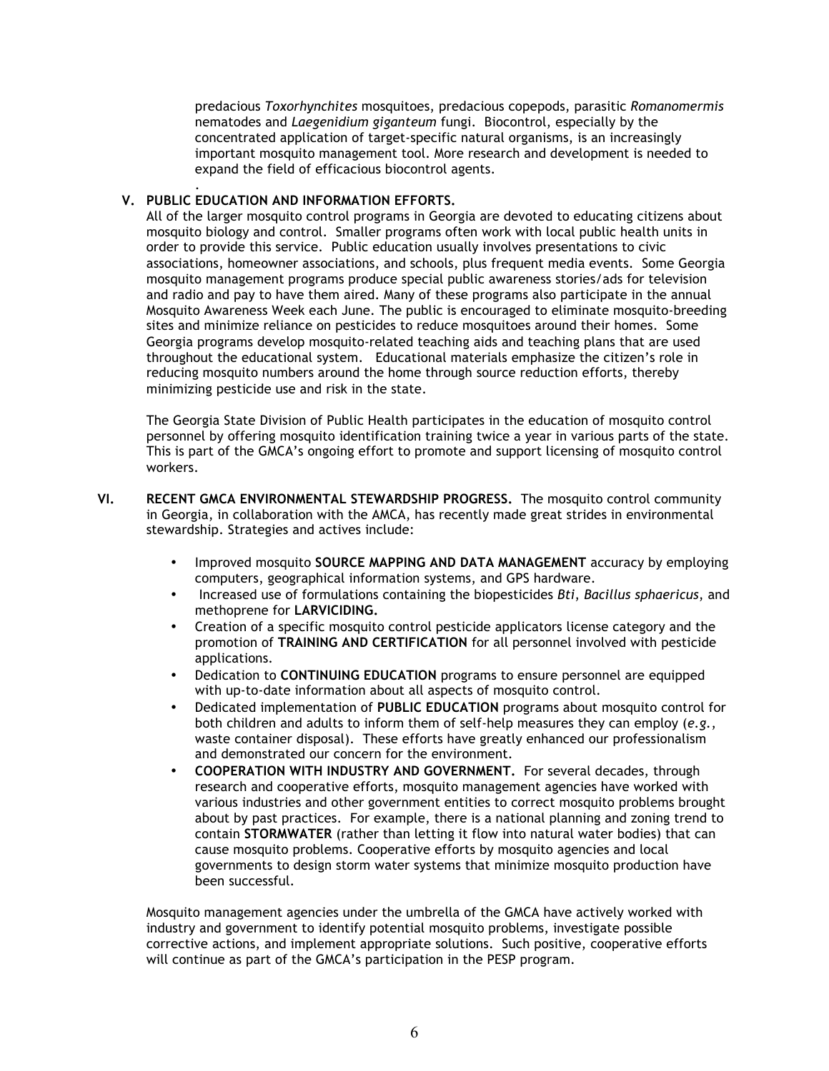predacious *Toxorhynchites* mosquitoes, predacious copepods, parasitic *Romanomermis* nematodes and *Laegenidium giganteum* fungi. Biocontrol, especially by the concentrated application of target-specific natural organisms, is an increasingly important mosquito management tool. More research and development is needed to expand the field of efficacious biocontrol agents.

.

## V. PUBLIC EDUCATION AND INFORMATION EFFORTS.

All of the larger mosquito control programs in Georgia are devoted to educating citizens about mosquito biology and control. Smaller programs often work with local public health units in order to provide this service. Public education usually involves presentations to civic associations, homeowner associations, and schools, plus frequent media events. Some Georgia mosquito management programs produce special public awareness stories/ads for television and radio and pay to have them aired. Many of these programs also participate in the annual Mosquito Awareness Week each June. The public is encouraged to eliminate mosquito-breeding sites and minimize reliance on pesticides to reduce mosquitoes around their homes. Some Georgia programs develop mosquito-related teaching aids and teaching plans that are used throughout the educational system. Educational materials emphasize the citizen's role in reducing mosquito numbers around the home through source reduction efforts, thereby minimizing pesticide use and risk in the state.

The Georgia State Division of Public Health participates in the education of mosquito control personnel by offering mosquito identification training twice a year in various parts of the state. This is part of the GMCA's ongoing effort to promote and support licensing of mosquito control workers.

## VI. RECENT GMCA ENVIRONMENTAL STEWARDSHIP PROGRESS.

The mosquito control community in Georgia, in collaboration with the AMCA, has recently made great strides in environmental stewardship. Strategies and actives include:

- Improved mosquito **SOURCE MAPPING AND DATA MANAGEMENT** accuracy by employing computers, geographical information systems, and GPS hardware.
- Increased use of formulations containing the biopesticides *Bti*, *Bacillus sphaericus*, and methoprene for **LARVICIDING.**
- Creation of a specific mosquito control pesticide applicators license category and the promotion of **TRAINING AND CERTIFICATION** for all personnel involved with pesticide applications.
- Dedication to **CONTINUING EDUCATION** programs to ensure personnel are equipped with up-to-date information about all aspects of mosquito control.
- Dedicated implementation of **PUBLIC EDUCATION** programs about mosquito control for both children and adults to inform them of self-help measures they can employ (*e.g.*, waste container disposal). These efforts have greatly enhanced our professionalism and demonstrated our concern for the environment.
- **COOPERATION WITH INDUSTRY AND GOVERNMENT.** For several decades, through research and cooperative efforts, mosquito management agencies have worked with various industries and other government entities to correct mosquito problems brought about by past practices. For example, there is a national planning and zoning trend to contain **STORMWATER** (rather than letting it flow into natural water bodies) that can cause mosquito problems. Cooperative efforts by mosquito agencies and local governments to design storm water systems that minimize mosquito production have been successful.

Mosquito management agencies under the umbrella of the GMCA have actively worked with industry and government to identify potential mosquito problems, investigate possible corrective actions, and implement appropriate solutions. Such positive, cooperative efforts will continue as part of the GMCA's participation in the PESP program.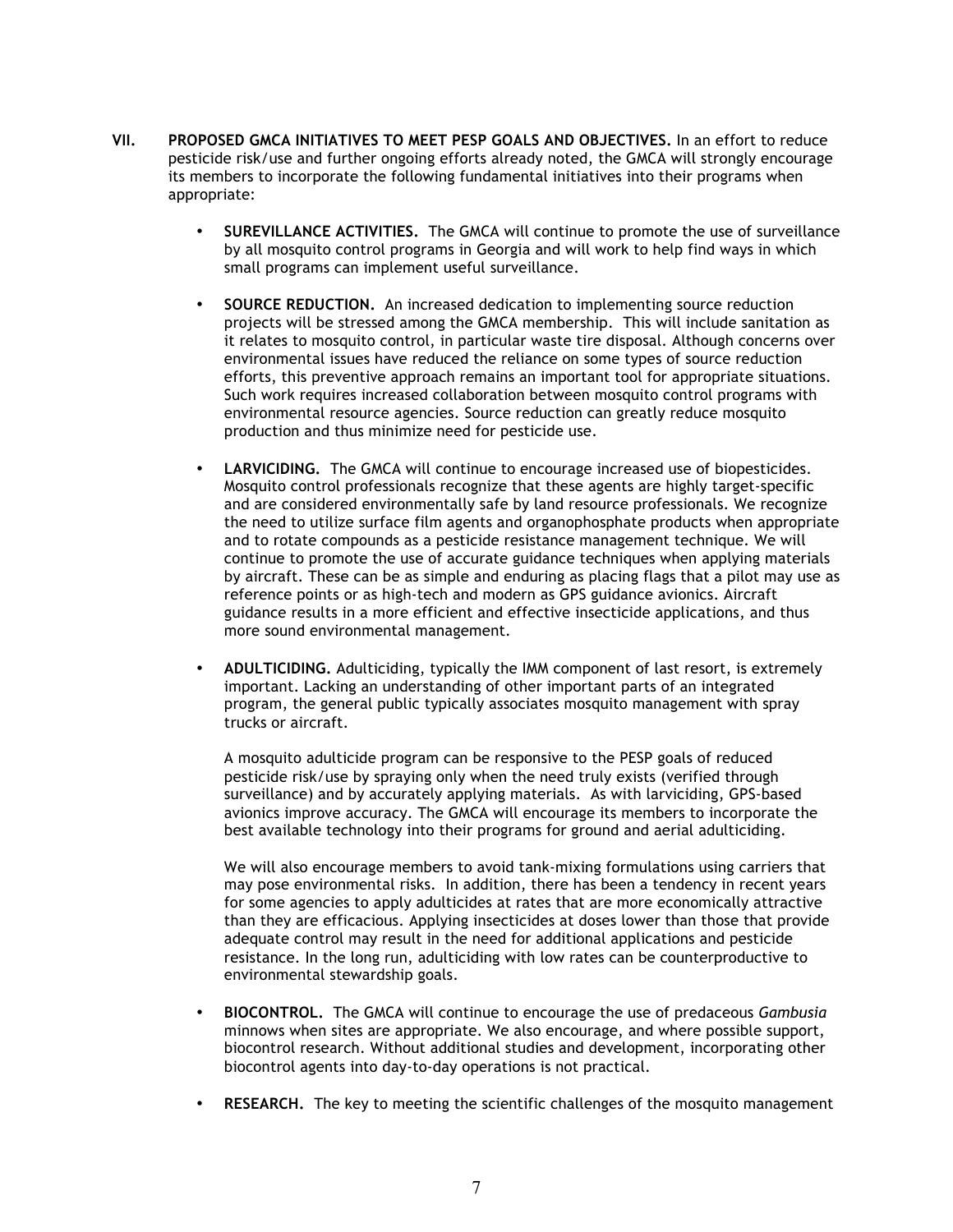**VII. PROPOSED GMCA INITIATIVES TO MEET PESP GOALS AND OBJECTIVES.** In an effort to reduce pesticide risk/use and further ongoing efforts already noted, the GMCA will strongly encourage its members to incorporate the following fundamental initiatives into their programs when appropriate:

- **SUREVILLANCE ACTIVITIES.** The GMCA will continue to promote the use of surveillance by all mosquito control programs in Georgia and will work to help find ways in which small programs can implement useful surveillance.

- **SOURCE REDUCTION.** An increased dedication to implementing source reduction projects will be stressed among the GMCA membership. This will include sanitation as it relates to mosquito control, in particular waste tire disposal. Although concerns over environmental issues have reduced the reliance on some types of source reduction efforts, this preventive approach remains an important tool for appropriate situations. Such work requires increased collaboration between mosquito control programs with environmental resource agencies. Source reduction can greatly reduce mosquito production and thus minimize need for pesticide use.

- **LARVICIDING.** The GMCA will continue to encourage increased use of biopesticides. Mosquito control professionals recognize that these agents are highly target-specific and are considered environmentally safe by land resource professionals. We recognize the need to utilize surface film agents and organophosphate products when appropriate and to rotate compounds as a pesticide resistance management technique. We will continue to promote the use of accurate guidance techniques when applying materials by aircraft. These can be as simple and enduring as placing flags that a pilot may use as reference points or as high-tech and modern as GPS guidance avionics. Aircraft guidance results in a more efficient and effective insecticide applications, and thus more sound environmental management.

- **ADULTICIDING.** Adulticiding, typically the IMM component of last resort, is extremely important. Lacking an understanding of other important parts of an integrated program, the general public typically associates mosquito management with spray trucks or aircraft.

  A mosquito adulticide program can be responsive to the PESP goals of reduced pesticide risk/use by spraying only when the need truly exists (verified through surveillance) and by accurately applying materials. As with larviciding, GPS-based avionics improve accuracy. The GMCA will encourage its members to incorporate the best available technology into their programs for ground and aerial adulticiding.

  We will also encourage members to avoid tank-mixing formulations using carriers that may pose environmental risks. In addition, there has been a tendency in recent years for some agencies to apply adulticides at rates that are more economically attractive than they are efficacious. Applying insecticides at doses lower than those that provide adequate control may result in the need for additional applications and pesticide resistance. In the long run, adulticiding with low rates can be counterproductive to environmental stewardship goals.

- **BIOCONTROL.** The GMCA will continue to encourage the use of predaceous *Gambusia* minnows when sites are appropriate. We also encourage, and where possible support, biocontrol research. Without additional studies and development, incorporating other biocontrol agents into day-to-day operations is not practical.

- **RESEARCH.** The key to meeting the scientific challenges of the mosquito management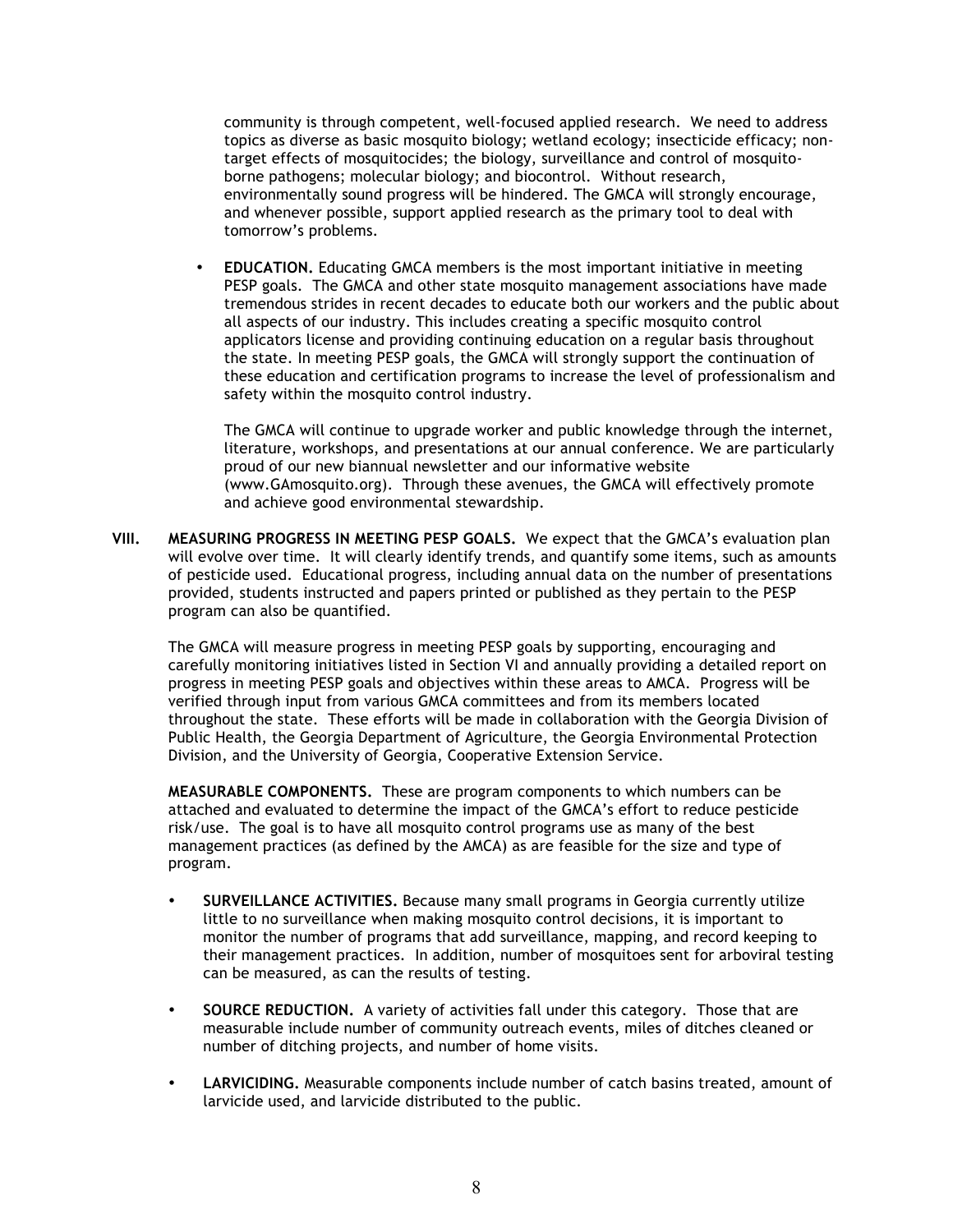community is through competent, well-focused applied research. We need to address topics as diverse as basic mosquito biology; wetland ecology; insecticide efficacy; non-target effects of mosquitocides; the biology, surveillance and control of mosquito-borne pathogens; molecular biology; and biocontrol. Without research, environmentally sound progress will be hindered. The GMCA will strongly encourage, and whenever possible, support applied research as the primary tool to deal with tomorrow's problems.

- **EDUCATION.** Educating GMCA members is the most important initiative in meeting PESP goals. The GMCA and other state mosquito management associations have made tremendous strides in recent decades to educate both our workers and the public about all aspects of our industry. This includes creating a specific mosquito control applicators license and providing continuing education on a regular basis throughout the state. In meeting PESP goals, the GMCA will strongly support the continuation of these education and certification programs to increase the level of professionalism and safety within the mosquito control industry.

  The GMCA will continue to upgrade worker and public knowledge through the internet, literature, workshops, and presentations at our annual conference. We are particularly proud of our new biannual newsletter and our informative website (www.GAmosquito.org). Through these avenues, the GMCA will effectively promote and achieve good environmental stewardship.

**VIII. MEASURING PROGRESS IN MEETING PESP GOALS.** We expect that the GMCA's evaluation plan will evolve over time. It will clearly identify trends, and quantify some items, such as amounts of pesticide used. Educational progress, including annual data on the number of presentations provided, students instructed and papers printed or published as they pertain to the PESP program can also be quantified.

The GMCA will measure progress in meeting PESP goals by supporting, encouraging and carefully monitoring initiatives listed in Section VI and annually providing a detailed report on progress in meeting PESP goals and objectives within these areas to AMCA. Progress will be verified through input from various GMCA committees and from its members located throughout the state. These efforts will be made in collaboration with the Georgia Division of Public Health, the Georgia Department of Agriculture, the Georgia Environmental Protection Division, and the University of Georgia, Cooperative Extension Service.

**MEASURABLE COMPONENTS.** These are program components to which numbers can be attached and evaluated to determine the impact of the GMCA's effort to reduce pesticide risk/use. The goal is to have all mosquito control programs use as many of the best management practices (as defined by the AMCA) as are feasible for the size and type of program.

- **SURVEILLANCE ACTIVITIES.** Because many small programs in Georgia currently utilize little to no surveillance when making mosquito control decisions, it is important to monitor the number of programs that add surveillance, mapping, and record keeping to their management practices. In addition, number of mosquitoes sent for arboviral testing can be measured, as can the results of testing.

- **SOURCE REDUCTION.** A variety of activities fall under this category. Those that are measurable include number of community outreach events, miles of ditches cleaned or number of ditching projects, and number of home visits.

- **LARVICIDING.** Measurable components include number of catch basins treated, amount of larvicide used, and larvicide distributed to the public.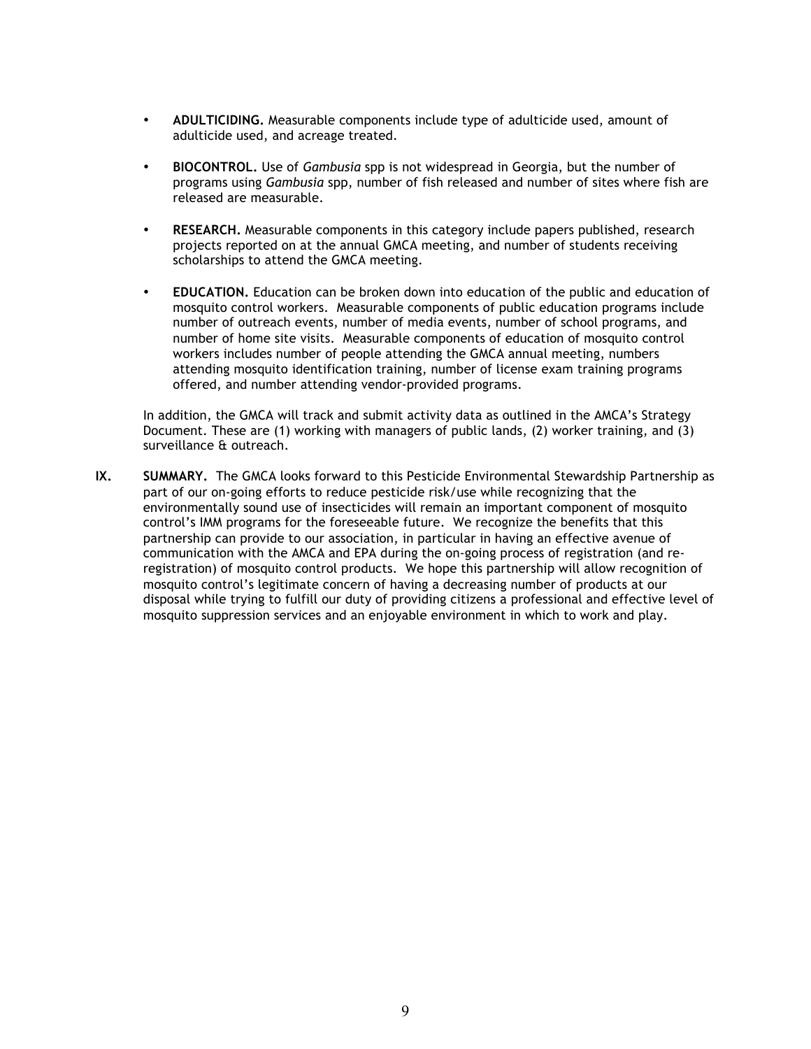- **ADULTICIDING.** Measurable components include type of adulticide used, amount of adulticide used, and acreage treated.

- **BIOCONTROL.** Use of *Gambusia* spp is not widespread in Georgia, but the number of programs using *Gambusia* spp, number of fish released and number of sites where fish are released are measurable.

- **RESEARCH.** Measurable components in this category include papers published, research projects reported on at the annual GMCA meeting, and number of students receiving scholarships to attend the GMCA meeting.

- **EDUCATION.** Education can be broken down into education of the public and education of mosquito control workers. Measurable components of public education programs include number of outreach events, number of media events, number of school programs, and number of home site visits. Measurable components of education of mosquito control workers includes number of people attending the GMCA annual meeting, numbers attending mosquito identification training, number of license exam training programs offered, and number attending vendor-provided programs.

In addition, the GMCA will track and submit activity data as outlined in the AMCA's Strategy Document. These are (1) working with managers of public lands, (2) worker training, and (3) surveillance & outreach.

**IX. SUMMARY.** The GMCA looks forward to this Pesticide Environmental Stewardship Partnership as part of our on-going efforts to reduce pesticide risk/use while recognizing that the environmentally sound use of insecticides will remain an important component of mosquito control's IMM programs for the foreseeable future. We recognize the benefits that this partnership can provide to our association, in particular in having an effective avenue of communication with the AMCA and EPA during the on-going process of registration (and re-registration) of mosquito control products. We hope this partnership will allow recognition of mosquito control's legitimate concern of having a decreasing number of products at our disposal while trying to fulfill our duty of providing citizens a professional and effective level of mosquito suppression services and an enjoyable environment in which to work and play.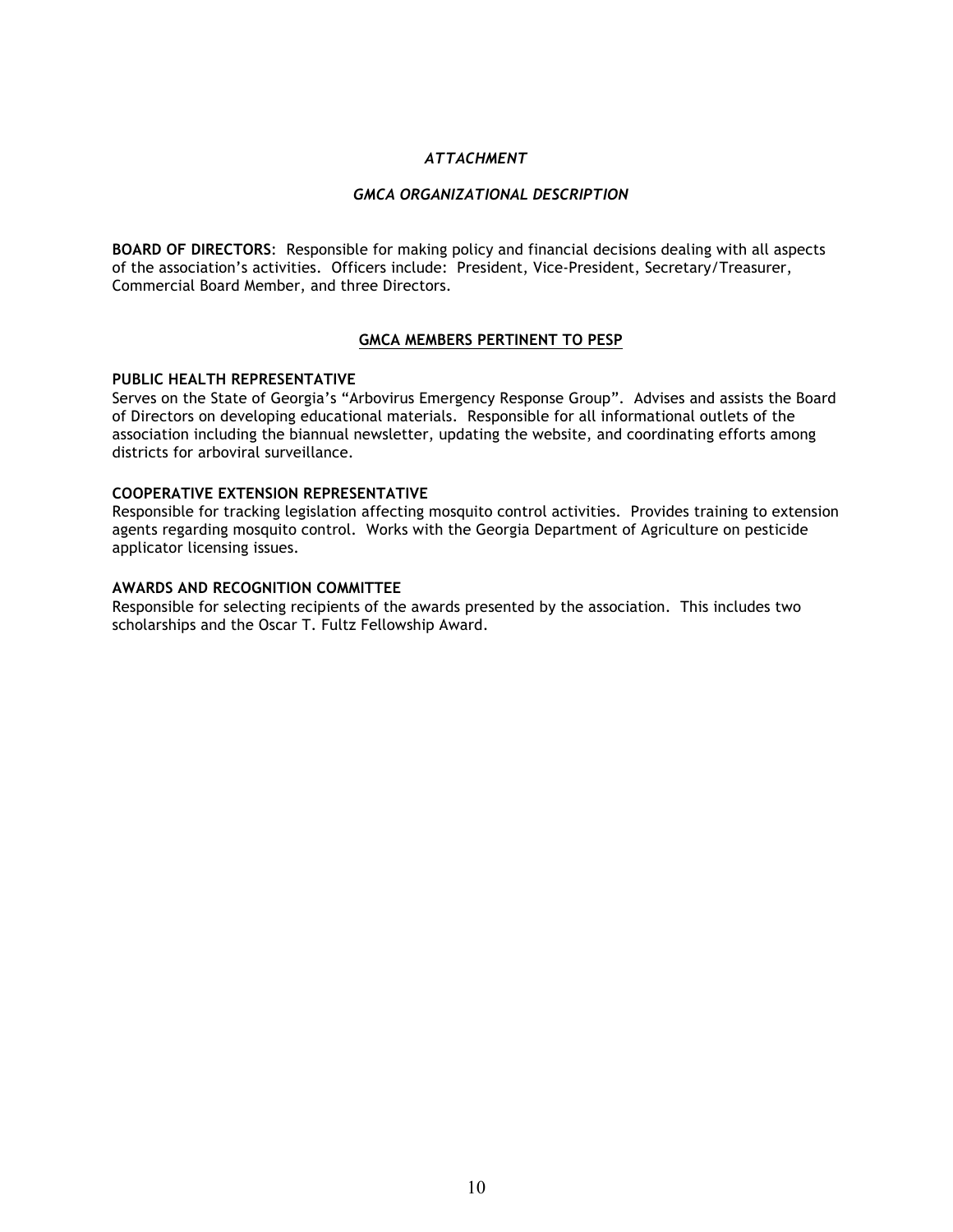*ATTACHMENT*

*GMCA ORGANIZATIONAL DESCRIPTION*

**BOARD OF DIRECTORS**: Responsible for making policy and financial decisions dealing with all aspects of the association's activities. Officers include: President, Vice-President, Secretary/Treasurer, Commercial Board Member, and three Directors.

## GMCA MEMBERS PERTINENT TO PESP

**PUBLIC HEALTH REPRESENTATIVE**
Serves on the State of Georgia's "Arbovirus Emergency Response Group". Advises and assists the Board of Directors on developing educational materials. Responsible for all informational outlets of the association including the biannual newsletter, updating the website, and coordinating efforts among districts for arboviral surveillance.

**COOPERATIVE EXTENSION REPRESENTATIVE**
Responsible for tracking legislation affecting mosquito control activities. Provides training to extension agents regarding mosquito control. Works with the Georgia Department of Agriculture on pesticide applicator licensing issues.

**AWARDS AND RECOGNITION COMMITTEE**
Responsible for selecting recipients of the awards presented by the association. This includes two scholarships and the Oscar T. Fultz Fellowship Award.